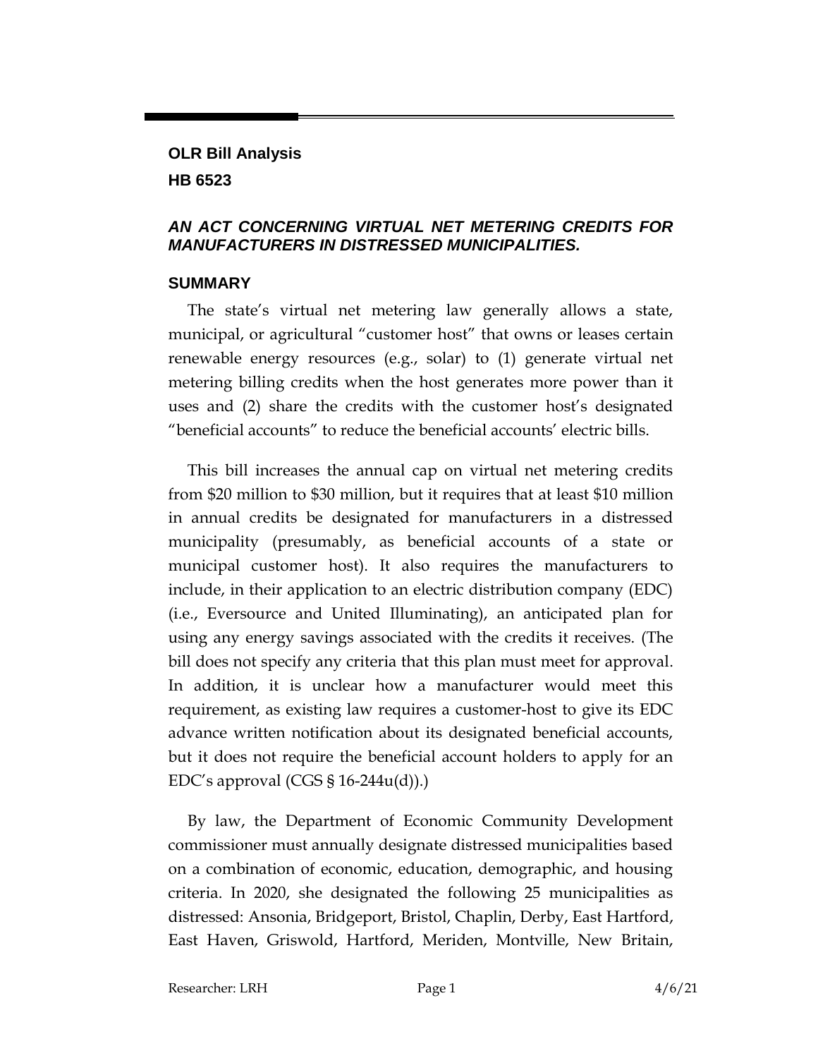**OLR Bill Analysis**

**HB 6523**

***AN ACT CONCERNING VIRTUAL NET METERING CREDITS FOR MANUFACTURERS IN DISTRESSED MUNICIPALITIES.***

## SUMMARY

The state's virtual net metering law generally allows a state, municipal, or agricultural "customer host" that owns or leases certain renewable energy resources (e.g., solar) to (1) generate virtual net metering billing credits when the host generates more power than it uses and (2) share the credits with the customer host's designated "beneficial accounts" to reduce the beneficial accounts' electric bills.

This bill increases the annual cap on virtual net metering credits from $20 million to $30 million, but it requires that at least $10 million in annual credits be designated for manufacturers in a distressed municipality (presumably, as beneficial accounts of a state or municipal customer host). It also requires the manufacturers to include, in their application to an electric distribution company (EDC) (i.e., Eversource and United Illuminating), an anticipated plan for using any energy savings associated with the credits it receives. (The bill does not specify any criteria that this plan must meet for approval. In addition, it is unclear how a manufacturer would meet this requirement, as existing law requires a customer-host to give its EDC advance written notification about its designated beneficial accounts, but it does not require the beneficial account holders to apply for an EDC's approval (CGS § 16-244u(d)).)

By law, the Department of Economic Community Development commissioner must annually designate distressed municipalities based on a combination of economic, education, demographic, and housing criteria. In 2020, she designated the following 25 municipalities as distressed: Ansonia, Bridgeport, Bristol, Chaplin, Derby, East Hartford, East Haven, Griswold, Hartford, Meriden, Montville, New Britain,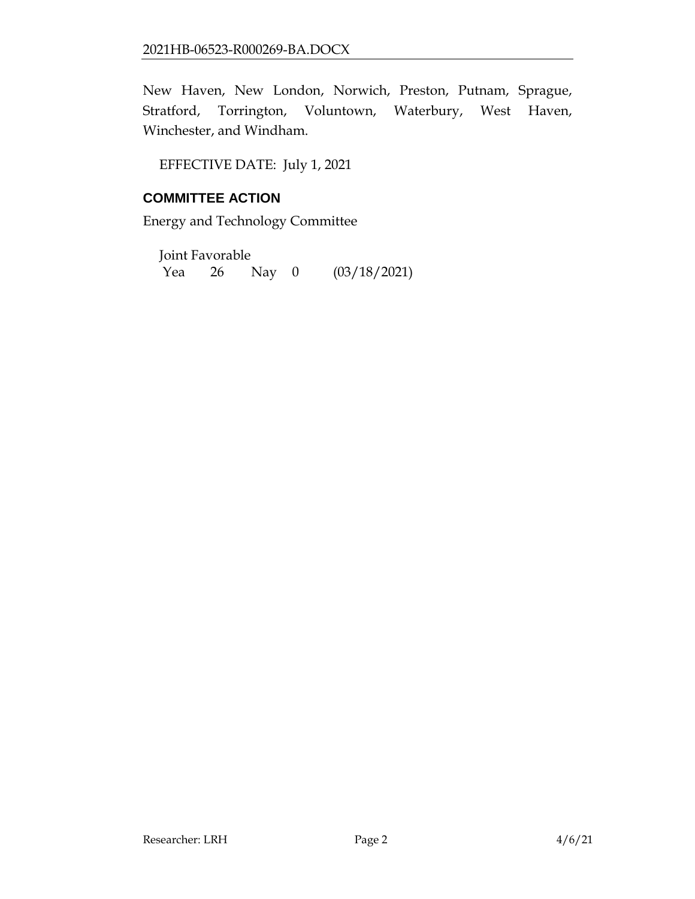New Haven, New London, Norwich, Preston, Putnam, Sprague, Stratford, Torrington, Voluntown, Waterbury, West Haven, Winchester, and Windham.

EFFECTIVE DATE: July 1, 2021

## COMMITTEE ACTION

Energy and Technology Committee

Joint Favorable
Yea 26 Nay 0 (03/18/2021)